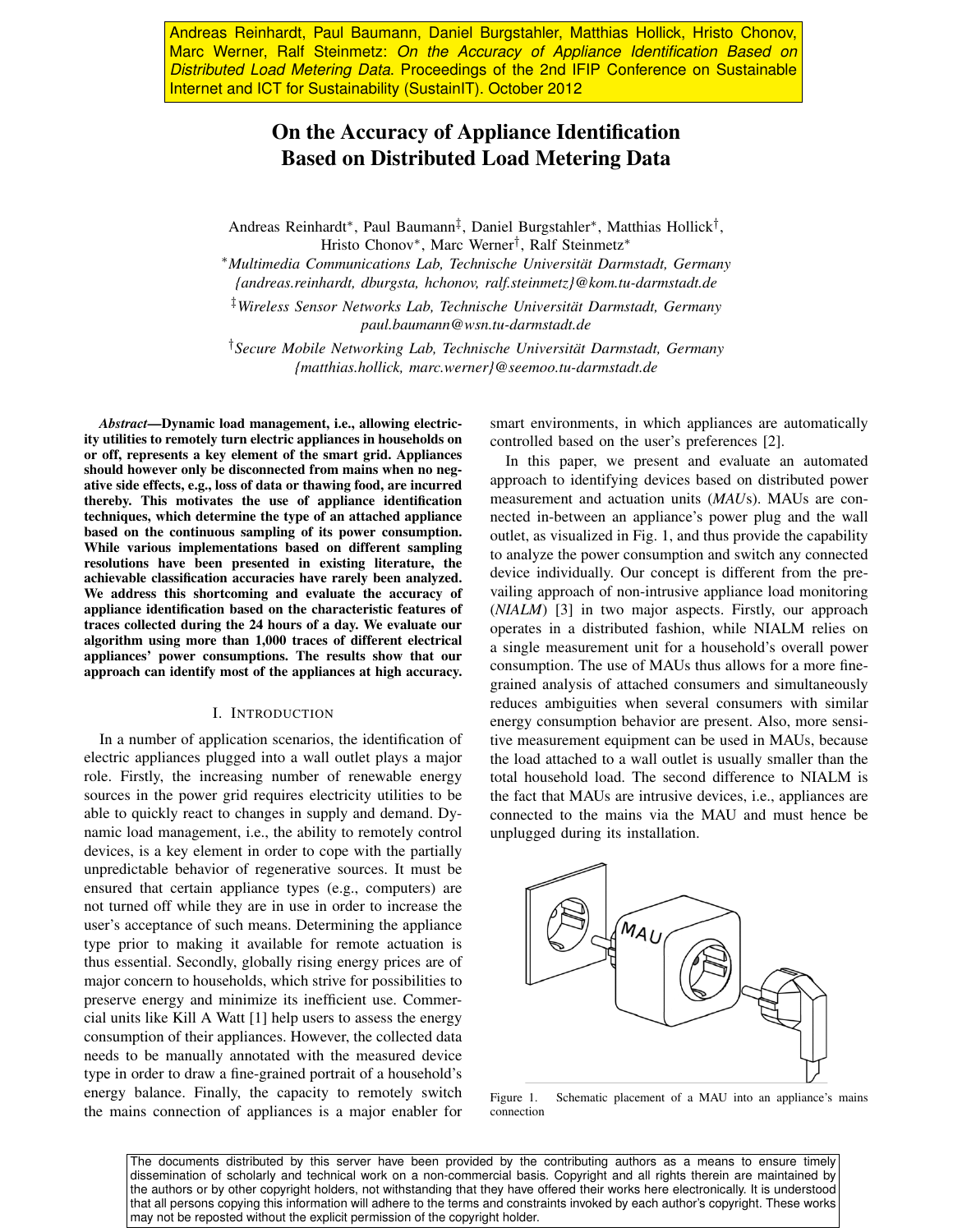Andreas Reinhardt, Paul Baumann, Daniel Burgstahler, Matthias Hollick, Hristo Chonov, Marc Werner, Ralf Steinmetz: *On the Accuracy of Appliance Identification Based on Distributed Load Metering Data*. Proceedings of the 2nd IFIP Conference on Sustainable Internet and ICT for Sustainability (SustainIT). October 2012

# On the Accuracy of Appliance Identification Based on Distributed Load Metering Data

Andreas Reinhardt*, Paul Baumann‡, Daniel Burgstahler*, Matthias Hollick†, Hristo Chonov*, Marc Werner†, Ralf Steinmetz*

*\*Multimedia Communications Lab, Technische Universität Darmstadt, Germany*
*{andreas.reinhardt, dburgsta, hchonov, ralf.steinmetz}@kom.tu-darmstadt.de*

*‡Wireless Sensor Networks Lab, Technische Universität Darmstadt, Germany*
*paul.baumann@wsn.tu-darmstadt.de*

*†Secure Mobile Networking Lab, Technische Universität Darmstadt, Germany*
*{matthias.hollick, marc.werner}@seemoo.tu-darmstadt.de*

***Abstract*—Dynamic load management, i.e., allowing electricity utilities to remotely turn electric appliances in households on or off, represents a key element of the smart grid. Appliances should however only be disconnected from mains when no negative side effects, e.g., loss of data or thawing food, are incurred thereby. This motivates the use of appliance identification techniques, which determine the type of an attached appliance based on the continuous sampling of its power consumption. While various implementations based on different sampling resolutions have been presented in existing literature, the achievable classification accuracies have rarely been analyzed. We address this shortcoming and evaluate the accuracy of appliance identification based on the characteristic features of traces collected during the 24 hours of a day. We evaluate our algorithm using more than 1,000 traces of different electrical appliances' power consumptions. The results show that our approach can identify most of the appliances at high accuracy.**

## I. Introduction

In a number of application scenarios, the identification of electric appliances plugged into a wall outlet plays a major role. Firstly, the increasing number of renewable energy sources in the power grid requires electricity utilities to be able to quickly react to changes in supply and demand. Dynamic load management, i.e., the ability to remotely control devices, is a key element in order to cope with the partially unpredictable behavior of regenerative sources. It must be ensured that certain appliance types (e.g., computers) are not turned off while they are in use in order to increase the user's acceptance of such means. Determining the appliance type prior to making it available for remote actuation is thus essential. Secondly, globally rising energy prices are of major concern to households, which strive for possibilities to preserve energy and minimize its inefficient use. Commercial units like Kill A Watt [1] help users to assess the energy consumption of their appliances. However, the collected data needs to be manually annotated with the measured device type in order to draw a fine-grained portrait of a household's energy balance. Finally, the capacity to remotely switch the mains connection of appliances is a major enabler for smart environments, in which appliances are automatically controlled based on the user's preferences [2].

In this paper, we present and evaluate an automated approach to identifying devices based on distributed power measurement and actuation units (*MAU*s). MAUs are connected in-between an appliance's power plug and the wall outlet, as visualized in Fig. 1, and thus provide the capability to analyze the power consumption and switch any connected device individually. Our concept is different from the prevailing approach of non-intrusive appliance load monitoring (*NIALM*) [3] in two major aspects. Firstly, our approach operates in a distributed fashion, while NIALM relies on a single measurement unit for a household's overall power consumption. The use of MAUs thus allows for a more fine-grained analysis of attached consumers and simultaneously reduces ambiguities when several consumers with similar energy consumption behavior are present. Also, more sensitive measurement equipment can be used in MAUs, because the load attached to a wall outlet is usually smaller than the total household load. The second difference to NIALM is the fact that MAUs are intrusive devices, i.e., appliances are connected to the mains via the MAU and must hence be unplugged during its installation.

Figure 1. Schematic placement of a MAU into an appliance's mains connection

The documents distributed by this server have been provided by the contributing authors as a means to ensure timely dissemination of scholarly and technical work on a non-commercial basis. Copyright and all rights therein are maintained by the authors or by other copyright holders, not withstanding that they have offered their works here electronically. It is understood that all persons copying this information will adhere to the terms and constraints invoked by each author's copyright. These works may not be reposted without the explicit permission of the copyright holder.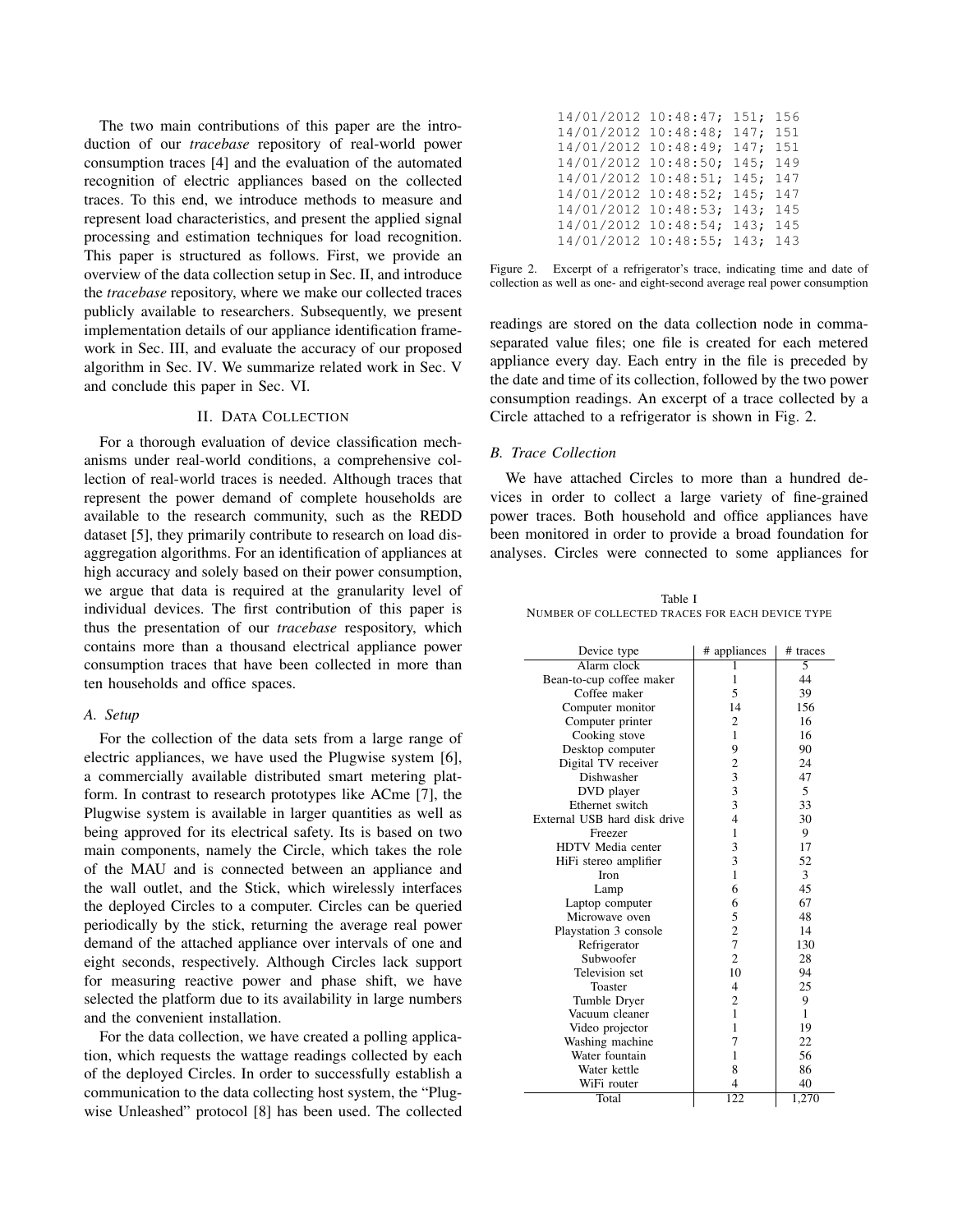The two main contributions of this paper are the introduction of our *tracebase* repository of real-world power consumption traces [4] and the evaluation of the automated recognition of electric appliances based on the collected traces. To this end, we introduce methods to measure and represent load characteristics, and present the applied signal processing and estimation techniques for load recognition. This paper is structured as follows. First, we provide an overview of the data collection setup in Sec. II, and introduce the *tracebase* repository, where we make our collected traces publicly available to researchers. Subsequently, we present implementation details of our appliance identification framework in Sec. III, and evaluate the accuracy of our proposed algorithm in Sec. IV. We summarize related work in Sec. V and conclude this paper in Sec. VI.

## II. Data Collection

For a thorough evaluation of device classification mechanisms under real-world conditions, a comprehensive collection of real-world traces is needed. Although traces that represent the power demand of complete households are available to the research community, such as the REDD dataset [5], they primarily contribute to research on load disaggregation algorithms. For an identification of appliances at high accuracy and solely based on their power consumption, we argue that data is required at the granularity level of individual devices. The first contribution of this paper is thus the presentation of our *tracebase* respository, which contains more than a thousand electrical appliance power consumption traces that have been collected in more than ten households and office spaces.

### A. Setup

For the collection of the data sets from a large range of electric appliances, we have used the Plugwise system [6], a commercially available distributed smart metering platform. In contrast to research prototypes like ACme [7], the Plugwise system is available in larger quantities as well as being approved for its electrical safety. Its is based on two main components, namely the Circle, which takes the role of the MAU and is connected between an appliance and the wall outlet, and the Stick, which wirelessly interfaces the deployed Circles to a computer. Circles can be queried periodically by the stick, returning the average real power demand of the attached appliance over intervals of one and eight seconds, respectively. Although Circles lack support for measuring reactive power and phase shift, we have selected the platform due to its availability in large numbers and the convenient installation.

For the data collection, we have created a polling application, which requests the wattage readings collected by each of the deployed Circles. In order to successfully establish a communication to the data collecting host system, the "Plugwise Unleashed" protocol [8] has been used. The collected readings are stored on the data collection node in comma-separated value files; one file is created for each metered appliance every day. Each entry in the file is preceded by the date and time of its collection, followed by the two power consumption readings. An excerpt of a trace collected by a Circle attached to a refrigerator is shown in Fig. 2.

```
14/01/2012 10:48:47; 151; 156
14/01/2012 10:48:48; 147; 151
14/01/2012 10:48:49; 147; 151
14/01/2012 10:48:50; 145; 149
14/01/2012 10:48:51; 145; 147
14/01/2012 10:48:52; 145; 147
14/01/2012 10:48:53; 143; 145
14/01/2012 10:48:54; 143; 145
14/01/2012 10:48:55; 143; 143
```

Figure 2. Excerpt of a refrigerator's trace, indicating time and date of collection as well as one- and eight-second average real power consumption

### B. Trace Collection

We have attached Circles to more than a hundred devices in order to collect a large variety of fine-grained power traces. Both household and office appliances have been monitored in order to provide a broad foundation for analyses. Circles were connected to some appliances for

Table I
Number of collected traces for each device type

| Device type | # appliances | # traces |
|---|---|---|
| Alarm clock | 1 | 5 |
| Bean-to-cup coffee maker | 1 | 44 |
| Coffee maker | 5 | 39 |
| Computer monitor | 14 | 156 |
| Computer printer | 2 | 16 |
| Cooking stove | 1 | 16 |
| Desktop computer | 9 | 90 |
| Digital TV receiver | 2 | 24 |
| Dishwasher | 3 | 47 |
| DVD player | 3 | 5 |
| Ethernet switch | 3 | 33 |
| External USB hard disk drive | 4 | 30 |
| Freezer | 1 | 9 |
| HDTV Media center | 3 | 17 |
| HiFi stereo amplifier | 3 | 52 |
| Iron | 1 | 3 |
| Lamp | 6 | 45 |
| Laptop computer | 6 | 67 |
| Microwave oven | 5 | 48 |
| Playstation 3 console | 2 | 14 |
| Refrigerator | 7 | 130 |
| Subwoofer | 2 | 28 |
| Television set | 10 | 94 |
| Toaster | 4 | 25 |
| Tumble Dryer | 2 | 9 |
| Vacuum cleaner | 1 | 1 |
| Video projector | 1 | 19 |
| Washing machine | 7 | 22 |
| Water fountain | 1 | 56 |
| Water kettle | 8 | 86 |
| WiFi router | 4 | 40 |
| Total | 122 | 1,270 |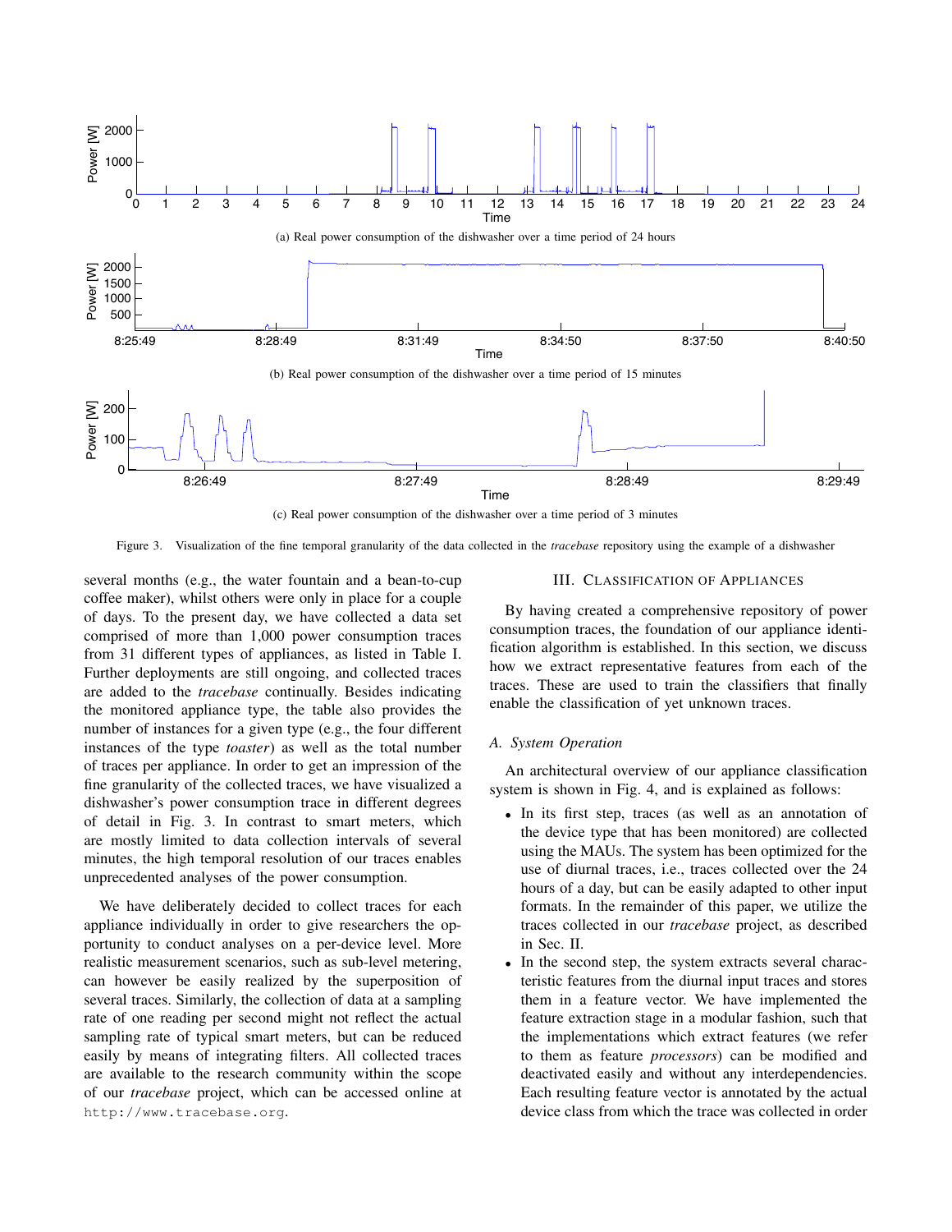(a) Real power consumption of the dishwasher over a time period of 24 hours

(b) Real power consumption of the dishwasher over a time period of 15 minutes

(c) Real power consumption of the dishwasher over a time period of 3 minutes

Figure 3. Visualization of the fine temporal granularity of the data collected in the *tracebase* repository using the example of a dishwasher

several months (e.g., the water fountain and a bean-to-cup coffee maker), whilst others were only in place for a couple of days. To the present day, we have collected a data set comprised of more than 1,000 power consumption traces from 31 different types of appliances, as listed in Table I. Further deployments are still ongoing, and collected traces are added to the *tracebase* continually. Besides indicating the monitored appliance type, the table also provides the number of instances for a given type (e.g., the four different instances of the type *toaster*) as well as the total number of traces per appliance. In order to get an impression of the fine granularity of the collected traces, we have visualized a dishwasher's power consumption trace in different degrees of detail in Fig. 3. In contrast to smart meters, which are mostly limited to data collection intervals of several minutes, the high temporal resolution of our traces enables unprecedented analyses of the power consumption.

We have deliberately decided to collect traces for each appliance individually in order to give researchers the opportunity to conduct analyses on a per-device level. More realistic measurement scenarios, such as sub-level metering, can however be easily realized by the superposition of several traces. Similarly, the collection of data at a sampling rate of one reading per second might not reflect the actual sampling rate of typical smart meters, but can be reduced easily by means of integrating filters. All collected traces are available to the research community within the scope of our *tracebase* project, which can be accessed online at `http://www.tracebase.org`.

## III. Classification of Appliances

By having created a comprehensive repository of power consumption traces, the foundation of our appliance identification algorithm is established. In this section, we discuss how we extract representative features from each of the traces. These are used to train the classifiers that finally enable the classification of yet unknown traces.

### A. System Operation

An architectural overview of our appliance classification system is shown in Fig. 4, and is explained as follows:

- In its first step, traces (as well as an annotation of the device type that has been monitored) are collected using the MAUs. The system has been optimized for the use of diurnal traces, i.e., traces collected over the 24 hours of a day, but can be easily adapted to other input formats. In the remainder of this paper, we utilize the traces collected in our *tracebase* project, as described in Sec. II.
- In the second step, the system extracts several characteristic features from the diurnal input traces and stores them in a feature vector. We have implemented the feature extraction stage in a modular fashion, such that the implementations which extract features (we refer to them as feature *processors*) can be modified and deactivated easily and without any interdependencies. Each resulting feature vector is annotated by the actual device class from which the trace was collected in order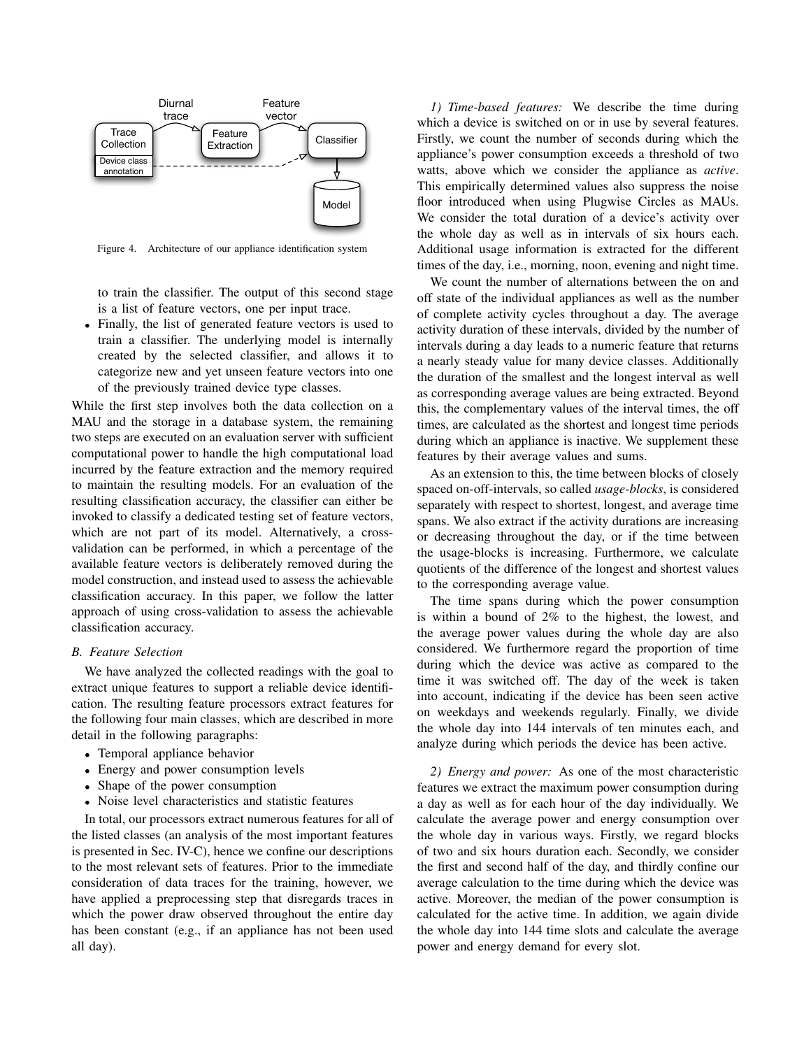Figure 4. Architecture of our appliance identification system

to train the classifier. The output of this second stage is a list of feature vectors, one per input trace.

- Finally, the list of generated feature vectors is used to train a classifier. The underlying model is internally created by the selected classifier, and allows it to categorize new and yet unseen feature vectors into one of the previously trained device type classes.

While the first step involves both the data collection on a MAU and the storage in a database system, the remaining two steps are executed on an evaluation server with sufficient computational power to handle the high computational load incurred by the feature extraction and the memory required to maintain the resulting models. For an evaluation of the resulting classification accuracy, the classifier can either be invoked to classify a dedicated testing set of feature vectors, which are not part of its model. Alternatively, a cross-validation can be performed, in which a percentage of the available feature vectors is deliberately removed during the model construction, and instead used to assess the achievable classification accuracy. In this paper, we follow the latter approach of using cross-validation to assess the achievable classification accuracy.

### B. Feature Selection

We have analyzed the collected readings with the goal to extract unique features to support a reliable device identification. The resulting feature processors extract features for the following four main classes, which are described in more detail in the following paragraphs:

- Temporal appliance behavior
- Energy and power consumption levels
- Shape of the power consumption
- Noise level characteristics and statistic features

In total, our processors extract numerous features for all of the listed classes (an analysis of the most important features is presented in Sec. IV-C), hence we confine our descriptions to the most relevant sets of features. Prior to the immediate consideration of data traces for the training, however, we have applied a preprocessing step that disregards traces in which the power draw observed throughout the entire day has been constant (e.g., if an appliance has not been used all day).

*1) Time-based features:* We describe the time during which a device is switched on or in use by several features. Firstly, we count the number of seconds during which the appliance's power consumption exceeds a threshold of two watts, above which we consider the appliance as *active*. This empirically determined values also suppress the noise floor introduced when using Plugwise Circles as MAUs. We consider the total duration of a device's activity over the whole day as well as in intervals of six hours each. Additional usage information is extracted for the different times of the day, i.e., morning, noon, evening and night time.

We count the number of alternations between the on and off state of the individual appliances as well as the number of complete activity cycles throughout a day. The average activity duration of these intervals, divided by the number of intervals during a day leads to a numeric feature that returns a nearly steady value for many device classes. Additionally the duration of the smallest and the longest interval as well as corresponding average values are being extracted. Beyond this, the complementary values of the interval times, the off times, are calculated as the shortest and longest time periods during which an appliance is inactive. We supplement these features by their average values and sums.

As an extension to this, the time between blocks of closely spaced on-off-intervals, so called *usage-blocks*, is considered separately with respect to shortest, longest, and average time spans. We also extract if the activity durations are increasing or decreasing throughout the day, or if the time between the usage-blocks is increasing. Furthermore, we calculate quotients of the difference of the longest and shortest values to the corresponding average value.

The time spans during which the power consumption is within a bound of 2% to the highest, the lowest, and the average power values during the whole day are also considered. We furthermore regard the proportion of time during which the device was active as compared to the time it was switched off. The day of the week is taken into account, indicating if the device has been seen active on weekdays and weekends regularly. Finally, we divide the whole day into 144 intervals of ten minutes each, and analyze during which periods the device has been active.

*2) Energy and power:* As one of the most characteristic features we extract the maximum power consumption during a day as well as for each hour of the day individually. We calculate the average power and energy consumption over the whole day in various ways. Firstly, we regard blocks of two and six hours duration each. Secondly, we consider the first and second half of the day, and thirdly confine our average calculation to the time during which the device was active. Moreover, the median of the power consumption is calculated for the active time. In addition, we again divide the whole day into 144 time slots and calculate the average power and energy demand for every slot.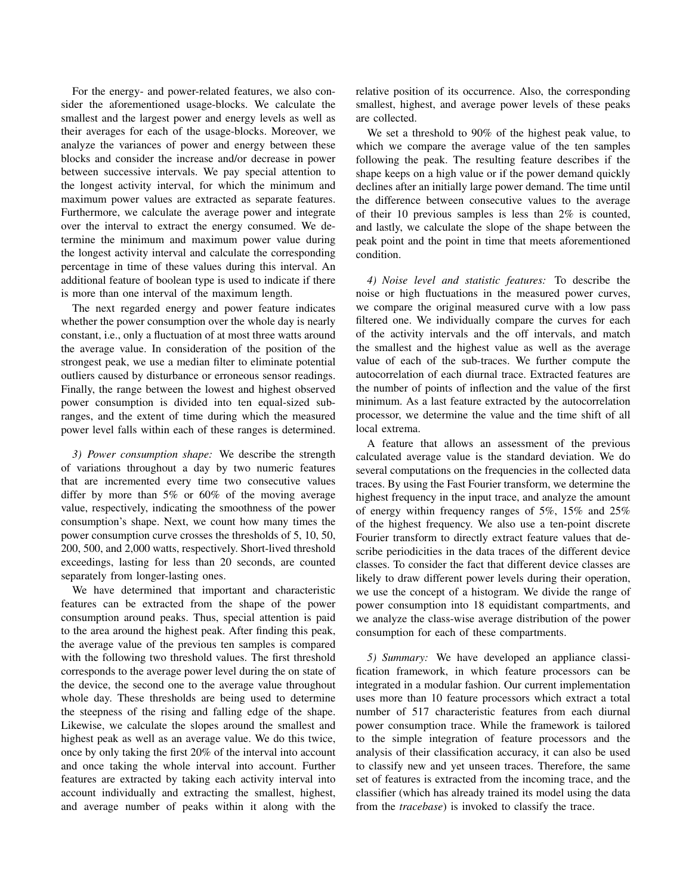For the energy- and power-related features, we also consider the aforementioned usage-blocks. We calculate the smallest and the largest power and energy levels as well as their averages for each of the usage-blocks. Moreover, we analyze the variances of power and energy between these blocks and consider the increase and/or decrease in power between successive intervals. We pay special attention to the longest activity interval, for which the minimum and maximum power values are extracted as separate features. Furthermore, we calculate the average power and integrate over the interval to extract the energy consumed. We determine the minimum and maximum power value during the longest activity interval and calculate the corresponding percentage in time of these values during this interval. An additional feature of boolean type is used to indicate if there is more than one interval of the maximum length.

The next regarded energy and power feature indicates whether the power consumption over the whole day is nearly constant, i.e., only a fluctuation of at most three watts around the average value. In consideration of the position of the strongest peak, we use a median filter to eliminate potential outliers caused by disturbance or erroneous sensor readings. Finally, the range between the lowest and highest observed power consumption is divided into ten equal-sized sub-ranges, and the extent of time during which the measured power level falls within each of these ranges is determined.

*3) Power consumption shape:* We describe the strength of variations throughout a day by two numeric features that are incremented every time two consecutive values differ by more than 5% or 60% of the moving average value, respectively, indicating the smoothness of the power consumption's shape. Next, we count how many times the power consumption curve crosses the thresholds of 5, 10, 50, 200, 500, and 2,000 watts, respectively. Short-lived threshold exceedings, lasting for less than 20 seconds, are counted separately from longer-lasting ones.

We have determined that important and characteristic features can be extracted from the shape of the power consumption around peaks. Thus, special attention is paid to the area around the highest peak. After finding this peak, the average value of the previous ten samples is compared with the following two threshold values. The first threshold corresponds to the average power level during the on state of the device, the second one to the average value throughout whole day. These thresholds are being used to determine the steepness of the rising and falling edge of the shape. Likewise, we calculate the slopes around the smallest and highest peak as well as an average value. We do this twice, once by only taking the first 20% of the interval into account and once taking the whole interval into account. Further features are extracted by taking each activity interval into account individually and extracting the smallest, highest, and average number of peaks within it along with the relative position of its occurrence. Also, the corresponding smallest, highest, and average power levels of these peaks are collected.

We set a threshold to 90% of the highest peak value, to which we compare the average value of the ten samples following the peak. The resulting feature describes if the shape keeps on a high value or if the power demand quickly declines after an initially large power demand. The time until the difference between consecutive values to the average of their 10 previous samples is less than 2% is counted, and lastly, we calculate the slope of the shape between the peak point and the point in time that meets aforementioned condition.

*4) Noise level and statistic features:* To describe the noise or high fluctuations in the measured power curves, we compare the original measured curve with a low pass filtered one. We individually compare the curves for each of the activity intervals and the off intervals, and match the smallest and the highest value as well as the average value of each of the sub-traces. We further compute the autocorrelation of each diurnal trace. Extracted features are the number of points of inflection and the value of the first minimum. As a last feature extracted by the autocorrelation processor, we determine the value and the time shift of all local extrema.

A feature that allows an assessment of the previous calculated average value is the standard deviation. We do several computations on the frequencies in the collected data traces. By using the Fast Fourier transform, we determine the highest frequency in the input trace, and analyze the amount of energy within frequency ranges of 5%, 15% and 25% of the highest frequency. We also use a ten-point discrete Fourier transform to directly extract feature values that describe periodicities in the data traces of the different device classes. To consider the fact that different device classes are likely to draw different power levels during their operation, we use the concept of a histogram. We divide the range of power consumption into 18 equidistant compartments, and we analyze the class-wise average distribution of the power consumption for each of these compartments.

*5) Summary:* We have developed an appliance classification framework, in which feature processors can be integrated in a modular fashion. Our current implementation uses more than 10 feature processors which extract a total number of 517 characteristic features from each diurnal power consumption trace. While the framework is tailored to the simple integration of feature processors and the analysis of their classification accuracy, it can also be used to classify new and yet unseen traces. Therefore, the same set of features is extracted from the incoming trace, and the classifier (which has already trained its model using the data from the *tracebase*) is invoked to classify the trace.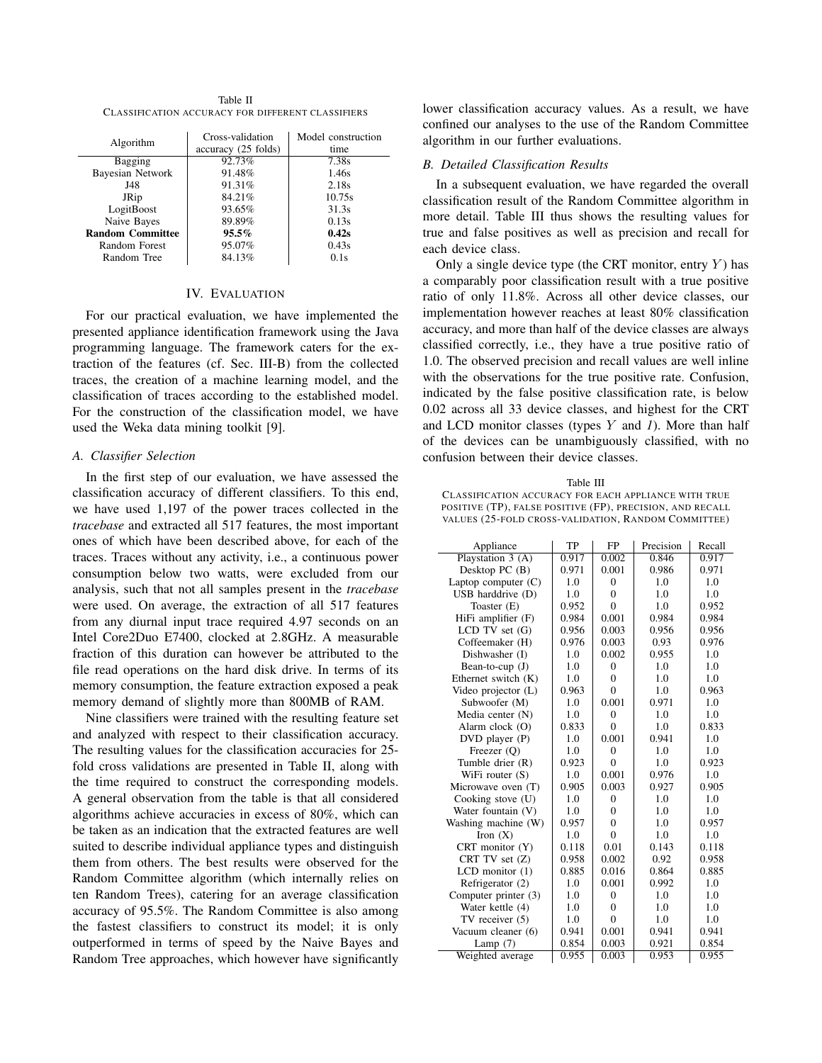Table II
CLASSIFICATION ACCURACY FOR DIFFERENT CLASSIFIERS

| Algorithm | Cross-validation accuracy (25 folds) | Model construction time |
|---|---|---|
| Bagging | 92.73% | 7.38s |
| Bayesian Network | 91.48% | 1.46s |
| J48 | 91.31% | 2.18s |
| JRip | 84.21% | 10.75s |
| LogitBoost | 93.65% | 31.3s |
| Naive Bayes | 89.89% | 0.13s |
| **Random Committee** | **95.5%** | **0.42s** |
| Random Forest | 95.07% | 0.43s |
| Random Tree | 84.13% | 0.1s |

## IV. Evaluation

For our practical evaluation, we have implemented the presented appliance identification framework using the Java programming language. The framework caters for the extraction of the features (cf. Sec. III-B) from the collected traces, the creation of a machine learning model, and the classification of traces according to the established model. For the construction of the classification model, we have used the Weka data mining toolkit [9].

### A. Classifier Selection

In the first step of our evaluation, we have assessed the classification accuracy of different classifiers. To this end, we have used 1,197 of the power traces collected in the *tracebase* and extracted all 517 features, the most important ones of which have been described above, for each of the traces. Traces without any activity, i.e., a continuous power consumption below two watts, were excluded from our analysis, such that not all samples present in the *tracebase* were used. On average, the extraction of all 517 features from any diurnal input trace required 4.97 seconds on an Intel Core2Duo E7400, clocked at 2.8GHz. A measurable fraction of this duration can however be attributed to the file read operations on the hard disk drive. In terms of its memory consumption, the feature extraction exposed a peak memory demand of slightly more than 800MB of RAM.

Nine classifiers were trained with the resulting feature set and analyzed with respect to their classification accuracy. The resulting values for the classification accuracies for 25-fold cross validations are presented in Table II, along with the time required to construct the corresponding models. A general observation from the table is that all considered algorithms achieve accuracies in excess of 80%, which can be taken as an indication that the extracted features are well suited to describe individual appliance types and distinguish them from others. The best results were observed for the Random Committee algorithm (which internally relies on ten Random Trees), catering for an average classification accuracy of 95.5%. The Random Committee is also among the fastest classifiers to construct its model; it is only outperformed in terms of speed by the Naive Bayes and Random Tree approaches, which however have significantly lower classification accuracy values. As a result, we have confined our analyses to the use of the Random Committee algorithm in our further evaluations.

### B. Detailed Classification Results

In a subsequent evaluation, we have regarded the overall classification result of the Random Committee algorithm in more detail. Table III thus shows the resulting values for true and false positives as well as precision and recall for each device class.

Only a single device type (the CRT monitor, entry $Y$) has a comparably poor classification result with a true positive ratio of only 11.8%. Across all other device classes, our implementation however reaches at least 80% classification accuracy, and more than half of the device classes are always classified correctly, i.e., they have a true positive ratio of 1.0. The observed precision and recall values are well inline with the observations for the true positive rate. Confusion, indicated by the false positive classification rate, is below 0.02 across all 33 device classes, and highest for the CRT and LCD monitor classes (types $Y$ and *1*). More than half of the devices can be unambiguously classified, with no confusion between their device classes.

Table III
CLASSIFICATION ACCURACY FOR EACH APPLIANCE WITH TRUE POSITIVE (TP), FALSE POSITIVE (FP), PRECISION, AND RECALL VALUES (25-FOLD CROSS-VALIDATION, RANDOM COMMITTEE)

| Appliance | TP | FP | Precision | Recall |
|---|---|---|---|---|
| Playstation 3 (A) | 0.917 | 0.002 | 0.846 | 0.917 |
| Desktop PC (B) | 0.971 | 0.001 | 0.986 | 0.971 |
| Laptop computer (C) | 1.0 | 0 | 1.0 | 1.0 |
| USB harddrive (D) | 1.0 | 0 | 1.0 | 1.0 |
| Toaster (E) | 0.952 | 0 | 1.0 | 0.952 |
| HiFi amplifier (F) | 0.984 | 0.001 | 0.984 | 0.984 |
| LCD TV set (G) | 0.956 | 0.003 | 0.956 | 0.956 |
| Coffeemaker (H) | 0.976 | 0.003 | 0.93 | 0.976 |
| Dishwasher (I) | 1.0 | 0.002 | 0.955 | 1.0 |
| Bean-to-cup (J) | 1.0 | 0 | 1.0 | 1.0 |
| Ethernet switch (K) | 1.0 | 0 | 1.0 | 1.0 |
| Video projector (L) | 0.963 | 0 | 1.0 | 0.963 |
| Subwoofer (M) | 1.0 | 0.001 | 0.971 | 1.0 |
| Media center (N) | 1.0 | 0 | 1.0 | 1.0 |
| Alarm clock (O) | 0.833 | 0 | 1.0 | 0.833 |
| DVD player (P) | 1.0 | 0.001 | 0.941 | 1.0 |
| Freezer (Q) | 1.0 | 0 | 1.0 | 1.0 |
| Tumble drier (R) | 0.923 | 0 | 1.0 | 0.923 |
| WiFi router (S) | 1.0 | 0.001 | 0.976 | 1.0 |
| Microwave oven (T) | 0.905 | 0.003 | 0.927 | 0.905 |
| Cooking stove (U) | 1.0 | 0 | 1.0 | 1.0 |
| Water fountain (V) | 1.0 | 0 | 1.0 | 1.0 |
| Washing machine (W) | 0.957 | 0 | 1.0 | 0.957 |
| Iron (X) | 1.0 | 0 | 1.0 | 1.0 |
| CRT monitor (Y) | 0.118 | 0.01 | 0.143 | 0.118 |
| CRT TV set (Z) | 0.958 | 0.002 | 0.92 | 0.958 |
| LCD monitor (1) | 0.885 | 0.016 | 0.864 | 0.885 |
| Refrigerator (2) | 1.0 | 0.001 | 0.992 | 1.0 |
| Computer printer (3) | 1.0 | 0 | 1.0 | 1.0 |
| Water kettle (4) | 1.0 | 0 | 1.0 | 1.0 |
| TV receiver (5) | 1.0 | 0 | 1.0 | 1.0 |
| Vacuum cleaner (6) | 0.941 | 0.001 | 0.941 | 0.941 |
| Lamp (7) | 0.854 | 0.003 | 0.921 | 0.854 |
| Weighted average | 0.955 | 0.003 | 0.953 | 0.955 |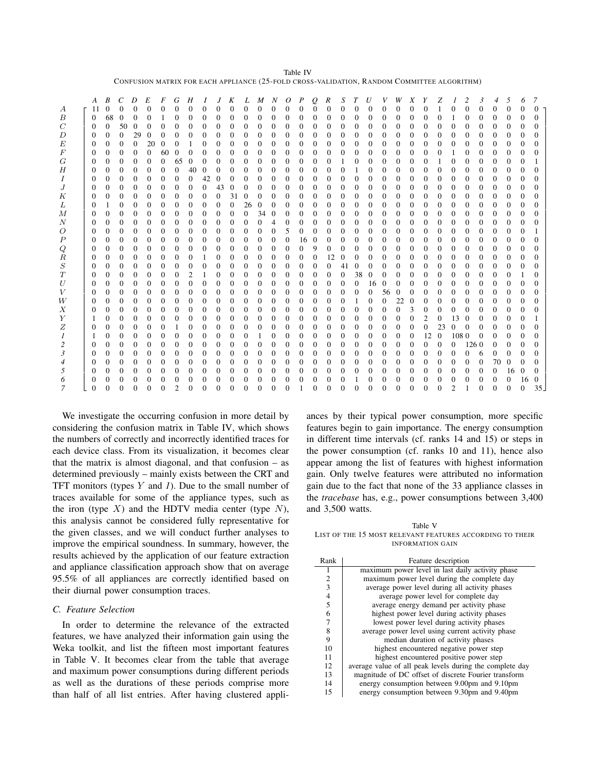Table IV
CONFUSION MATRIX FOR EACH APPLIANCE (25-FOLD CROSS-VALIDATION, RANDOM COMMITTEE ALGORITHM)

| | *A* | *B* | *C* | *D* | *E* | *F* | *G* | *H* | *I* | *J* | *K* | *L* | *M* | *N* | *O* | *P* | *Q* | *R* | *S* | *T* | *U* | *V* | *W* | *X* | *Y* | *Z* | *1* | *2* | *3* | *4* | *5* | *6* | *7* |
|---|---|---|---|---|---|---|---|---|---|---|---|---|---|---|---|---|---|---|---|---|---|---|---|---|---|---|---|---|---|---|---|---|---|
| *A* | 11 | 0 | 0 | 0 | 0 | 0 | 0 | 0 | 0 | 0 | 0 | 0 | 0 | 0 | 0 | 0 | 0 | 0 | 0 | 0 | 0 | 0 | 0 | 0 | 0 | 1 | 0 | 0 | 0 | 0 | 0 | 0 | 0 |
| *B* | 0 | 68 | 0 | 0 | 0 | 1 | 0 | 0 | 0 | 0 | 0 | 0 | 0 | 0 | 0 | 0 | 0 | 0 | 0 | 0 | 0 | 0 | 0 | 0 | 0 | 0 | 1 | 0 | 0 | 0 | 0 | 0 | 0 |
| *C* | 0 | 0 | 50 | 0 | 0 | 0 | 0 | 0 | 0 | 0 | 0 | 0 | 0 | 0 | 0 | 0 | 0 | 0 | 0 | 0 | 0 | 0 | 0 | 0 | 0 | 0 | 0 | 0 | 0 | 0 | 0 | 0 | 0 |
| *D* | 0 | 0 | 0 | 29 | 0 | 0 | 0 | 0 | 0 | 0 | 0 | 0 | 0 | 0 | 0 | 0 | 0 | 0 | 0 | 0 | 0 | 0 | 0 | 0 | 0 | 0 | 0 | 0 | 0 | 0 | 0 | 0 | 0 |
| *E* | 0 | 0 | 0 | 0 | 20 | 0 | 0 | 1 | 0 | 0 | 0 | 0 | 0 | 0 | 0 | 0 | 0 | 0 | 0 | 0 | 0 | 0 | 0 | 0 | 0 | 0 | 0 | 0 | 0 | 0 | 0 | 0 | 0 |
| *F* | 0 | 0 | 0 | 0 | 0 | 60 | 0 | 0 | 0 | 0 | 0 | 0 | 0 | 0 | 0 | 0 | 0 | 0 | 0 | 0 | 0 | 0 | 0 | 0 | 0 | 0 | 1 | 0 | 0 | 0 | 0 | 0 | 0 |
| *G* | 0 | 0 | 0 | 0 | 0 | 0 | 65 | 0 | 0 | 0 | 0 | 0 | 0 | 0 | 0 | 0 | 0 | 0 | 1 | 0 | 0 | 0 | 0 | 0 | 0 | 1 | 0 | 0 | 0 | 0 | 0 | 0 | 1 |
| *H* | 0 | 0 | 0 | 0 | 0 | 0 | 0 | 40 | 0 | 0 | 0 | 0 | 0 | 0 | 0 | 0 | 0 | 0 | 0 | 1 | 0 | 0 | 0 | 0 | 0 | 0 | 0 | 0 | 0 | 0 | 0 | 0 | 0 |
| *I* | 0 | 0 | 0 | 0 | 0 | 0 | 0 | 0 | 42 | 0 | 0 | 0 | 0 | 0 | 0 | 0 | 0 | 0 | 0 | 0 | 0 | 0 | 0 | 0 | 0 | 0 | 0 | 0 | 0 | 0 | 0 | 0 | 0 |
| *J* | 0 | 0 | 0 | 0 | 0 | 0 | 0 | 0 | 0 | 43 | 0 | 0 | 0 | 0 | 0 | 0 | 0 | 0 | 0 | 0 | 0 | 0 | 0 | 0 | 0 | 0 | 0 | 0 | 0 | 0 | 0 | 0 | 0 |
| *K* | 0 | 0 | 0 | 0 | 0 | 0 | 0 | 0 | 0 | 0 | 31 | 0 | 0 | 0 | 0 | 0 | 0 | 0 | 0 | 0 | 0 | 0 | 0 | 0 | 0 | 0 | 0 | 0 | 0 | 0 | 0 | 0 | 0 |
| *L* | 0 | 1 | 0 | 0 | 0 | 0 | 0 | 0 | 0 | 0 | 0 | 26 | 0 | 0 | 0 | 0 | 0 | 0 | 0 | 0 | 0 | 0 | 0 | 0 | 0 | 0 | 0 | 0 | 0 | 0 | 0 | 0 | 0 |
| *M* | 0 | 0 | 0 | 0 | 0 | 0 | 0 | 0 | 0 | 0 | 0 | 0 | 34 | 0 | 0 | 0 | 0 | 0 | 0 | 0 | 0 | 0 | 0 | 0 | 0 | 0 | 0 | 0 | 0 | 0 | 0 | 0 | 0 |
| *N* | 0 | 0 | 0 | 0 | 0 | 0 | 0 | 0 | 0 | 0 | 0 | 0 | 0 | 4 | 0 | 0 | 0 | 0 | 0 | 0 | 0 | 0 | 0 | 0 | 0 | 0 | 0 | 0 | 0 | 0 | 0 | 0 | 0 |
| *O* | 0 | 0 | 0 | 0 | 0 | 0 | 0 | 0 | 0 | 0 | 0 | 0 | 0 | 0 | 5 | 0 | 0 | 0 | 0 | 0 | 0 | 0 | 0 | 0 | 0 | 0 | 0 | 0 | 0 | 0 | 0 | 0 | 1 |
| *P* | 0 | 0 | 0 | 0 | 0 | 0 | 0 | 0 | 0 | 0 | 0 | 0 | 0 | 0 | 0 | 16 | 0 | 0 | 0 | 0 | 0 | 0 | 0 | 0 | 0 | 0 | 0 | 0 | 0 | 0 | 0 | 0 | 0 |
| *Q* | 0 | 0 | 0 | 0 | 0 | 0 | 0 | 0 | 0 | 0 | 0 | 0 | 0 | 0 | 0 | 0 | 9 | 0 | 0 | 0 | 0 | 0 | 0 | 0 | 0 | 0 | 0 | 0 | 0 | 0 | 0 | 0 | 0 |
| *R* | 0 | 0 | 0 | 0 | 0 | 0 | 0 | 0 | 1 | 0 | 0 | 0 | 0 | 0 | 0 | 0 | 0 | 12 | 0 | 0 | 0 | 0 | 0 | 0 | 0 | 0 | 0 | 0 | 0 | 0 | 0 | 0 | 0 |
| *S* | 0 | 0 | 0 | 0 | 0 | 0 | 0 | 0 | 0 | 0 | 0 | 0 | 0 | 0 | 0 | 0 | 0 | 0 | 41 | 0 | 0 | 0 | 0 | 0 | 0 | 0 | 0 | 0 | 0 | 0 | 0 | 0 | 0 |
| *T* | 0 | 0 | 0 | 0 | 0 | 0 | 0 | 2 | 1 | 0 | 0 | 0 | 0 | 0 | 0 | 0 | 0 | 0 | 0 | 38 | 0 | 0 | 0 | 0 | 0 | 0 | 0 | 0 | 0 | 0 | 0 | 1 | 0 |
| *U* | 0 | 0 | 0 | 0 | 0 | 0 | 0 | 0 | 0 | 0 | 0 | 0 | 0 | 0 | 0 | 0 | 0 | 0 | 0 | 0 | 16 | 0 | 0 | 0 | 0 | 0 | 0 | 0 | 0 | 0 | 0 | 0 | 0 |
| *V* | 0 | 0 | 0 | 0 | 0 | 0 | 0 | 0 | 0 | 0 | 0 | 0 | 0 | 0 | 0 | 0 | 0 | 0 | 0 | 0 | 0 | 56 | 0 | 0 | 0 | 0 | 0 | 0 | 0 | 0 | 0 | 0 | 0 |
| *W* | 0 | 0 | 0 | 0 | 0 | 0 | 0 | 0 | 0 | 0 | 0 | 0 | 0 | 0 | 0 | 0 | 0 | 0 | 0 | 1 | 0 | 0 | 22 | 0 | 0 | 0 | 0 | 0 | 0 | 0 | 0 | 0 | 0 |
| *X* | 0 | 0 | 0 | 0 | 0 | 0 | 0 | 0 | 0 | 0 | 0 | 0 | 0 | 0 | 0 | 0 | 0 | 0 | 0 | 0 | 0 | 0 | 0 | 3 | 0 | 0 | 0 | 0 | 0 | 0 | 0 | 0 | 0 |
| *Y* | 1 | 0 | 0 | 0 | 0 | 0 | 0 | 0 | 0 | 0 | 0 | 0 | 0 | 0 | 0 | 0 | 0 | 0 | 0 | 0 | 0 | 0 | 0 | 0 | 2 | 0 | 13 | 0 | 0 | 0 | 0 | 0 | 1 |
| *Z* | 0 | 0 | 0 | 0 | 0 | 0 | 1 | 0 | 0 | 0 | 0 | 0 | 0 | 0 | 0 | 0 | 0 | 0 | 0 | 0 | 0 | 0 | 0 | 0 | 0 | 23 | 0 | 0 | 0 | 0 | 0 | 0 | 0 |
| *1* | 1 | 0 | 0 | 0 | 0 | 0 | 0 | 0 | 0 | 0 | 0 | 0 | 1 | 0 | 0 | 0 | 0 | 0 | 0 | 0 | 0 | 0 | 0 | 0 | 12 | 0 | 108 | 0 | 0 | 0 | 0 | 0 | 0 |
| *2* | 0 | 0 | 0 | 0 | 0 | 0 | 0 | 0 | 0 | 0 | 0 | 0 | 0 | 0 | 0 | 0 | 0 | 0 | 0 | 0 | 0 | 0 | 0 | 0 | 0 | 0 | 0 | 126 | 0 | 0 | 0 | 0 | 0 |
| *3* | 0 | 0 | 0 | 0 | 0 | 0 | 0 | 0 | 0 | 0 | 0 | 0 | 0 | 0 | 0 | 0 | 0 | 0 | 0 | 0 | 0 | 0 | 0 | 0 | 0 | 0 | 0 | 0 | 6 | 0 | 0 | 0 | 0 |
| *4* | 0 | 0 | 0 | 0 | 0 | 0 | 0 | 0 | 0 | 0 | 0 | 0 | 0 | 0 | 0 | 0 | 0 | 0 | 0 | 0 | 0 | 0 | 0 | 0 | 0 | 0 | 0 | 0 | 0 | 70 | 0 | 0 | 0 |
| *5* | 0 | 0 | 0 | 0 | 0 | 0 | 0 | 0 | 0 | 0 | 0 | 0 | 0 | 0 | 0 | 0 | 0 | 0 | 0 | 0 | 0 | 0 | 0 | 0 | 0 | 0 | 0 | 0 | 0 | 0 | 16 | 0 | 0 |
| *6* | 0 | 0 | 0 | 0 | 0 | 0 | 0 | 0 | 0 | 0 | 0 | 0 | 0 | 0 | 0 | 0 | 0 | 0 | 0 | 1 | 0 | 0 | 0 | 0 | 0 | 0 | 0 | 0 | 0 | 0 | 0 | 16 | 0 |
| *7* | 0 | 0 | 0 | 0 | 0 | 0 | 2 | 0 | 0 | 0 | 0 | 0 | 0 | 0 | 0 | 1 | 0 | 0 | 0 | 0 | 0 | 0 | 0 | 0 | 0 | 0 | 2 | 1 | 0 | 0 | 0 | 0 | 35 |

We investigate the occurring confusion in more detail by considering the confusion matrix in Table IV, which shows the numbers of correctly and incorrectly identified traces for each device class. From its visualization, it becomes clear that the matrix is almost diagonal, and that confusion – as determined previously – mainly exists between the CRT and TFT monitors (types $Y$ and *1*). Due to the small number of traces available for some of the appliance types, such as the iron (type $X$) and the HDTV media center (type $N$), this analysis cannot be considered fully representative for the given classes, and we will conduct further analyses to improve the empirical soundness. In summary, however, the results achieved by the application of our feature extraction and appliance classification approach show that on average 95.5% of all appliances are correctly identified based on their diurnal power consumption traces.

### C. Feature Selection

In order to determine the relevance of the extracted features, we have analyzed their information gain using the Weka toolkit, and list the fifteen most important features in Table V. It becomes clear from the table that average and maximum power consumptions during different periods as well as the durations of these periods comprise more than half of all list entries. After having clustered appliances by their typical power consumption, more specific features begin to gain importance. The energy consumption in different time intervals (cf. ranks 14 and 15) or steps in the power consumption (cf. ranks 10 and 11), hence also appear among the list of features with highest information gain. Only twelve features were attributed no information gain due to the fact that none of the 33 appliance classes in the *tracebase* has, e.g., power consumptions between 3,400 and 3,500 watts.

Table V
LIST OF THE 15 MOST RELEVANT FEATURES ACCORDING TO THEIR INFORMATION GAIN

| Rank | Feature description |
|---|---|
| 1 | maximum power level in last daily activity phase |
| 2 | maximum power level during the complete day |
| 3 | average power level during all activity phases |
| 4 | average power level for complete day |
| 5 | average energy demand per activity phase |
| 6 | highest power level during activity phases |
| 7 | lowest power level during activity phases |
| 8 | average power level using current activity phase |
| 9 | median duration of activity phases |
| 10 | highest encountered negative power step |
| 11 | highest encountered positive power step |
| 12 | average value of all peak levels during the complete day |
| 13 | magnitude of DC offset of discrete Fourier transform |
| 14 | energy consumption between 9.00pm and 9.10pm |
| 15 | energy consumption between 9.30pm and 9.40pm |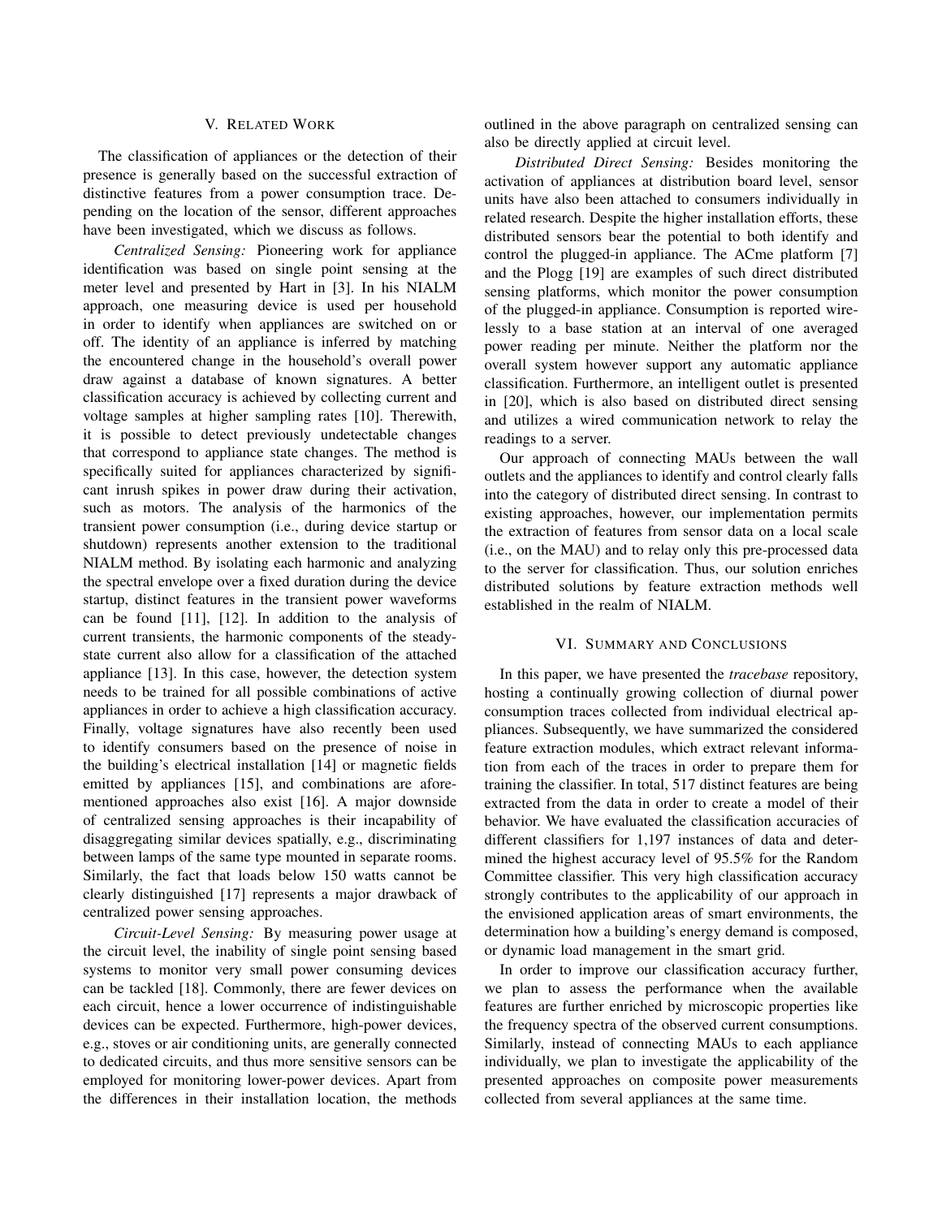## V. Related Work

The classification of appliances or the detection of their presence is generally based on the successful extraction of distinctive features from a power consumption trace. Depending on the location of the sensor, different approaches have been investigated, which we discuss as follows.

*Centralized Sensing:* Pioneering work for appliance identification was based on single point sensing at the meter level and presented by Hart in [3]. In his NIALM approach, one measuring device is used per household in order to identify when appliances are switched on or off. The identity of an appliance is inferred by matching the encountered change in the household's overall power draw against a database of known signatures. A better classification accuracy is achieved by collecting current and voltage samples at higher sampling rates [10]. Therewith, it is possible to detect previously undetectable changes that correspond to appliance state changes. The method is specifically suited for appliances characterized by significant inrush spikes in power draw during their activation, such as motors. The analysis of the harmonics of the transient power consumption (i.e., during device startup or shutdown) represents another extension to the traditional NIALM method. By isolating each harmonic and analyzing the spectral envelope over a fixed duration during the device startup, distinct features in the transient power waveforms can be found [11], [12]. In addition to the analysis of current transients, the harmonic components of the steady-state current also allow for a classification of the attached appliance [13]. In this case, however, the detection system needs to be trained for all possible combinations of active appliances in order to achieve a high classification accuracy. Finally, voltage signatures have also recently been used to identify consumers based on the presence of noise in the building's electrical installation [14] or magnetic fields emitted by appliances [15], and combinations are aforementioned approaches also exist [16]. A major downside of centralized sensing approaches is their incapability of disaggregating similar devices spatially, e.g., discriminating between lamps of the same type mounted in separate rooms. Similarly, the fact that loads below 150 watts cannot be clearly distinguished [17] represents a major drawback of centralized power sensing approaches.

*Circuit-Level Sensing:* By measuring power usage at the circuit level, the inability of single point sensing based systems to monitor very small power consuming devices can be tackled [18]. Commonly, there are fewer devices on each circuit, hence a lower occurrence of indistinguishable devices can be expected. Furthermore, high-power devices, e.g., stoves or air conditioning units, are generally connected to dedicated circuits, and thus more sensitive sensors can be employed for monitoring lower-power devices. Apart from the differences in their installation location, the methods outlined in the above paragraph on centralized sensing can also be directly applied at circuit level.

*Distributed Direct Sensing:* Besides monitoring the activation of appliances at distribution board level, sensor units have also been attached to consumers individually in related research. Despite the higher installation efforts, these distributed sensors bear the potential to both identify and control the plugged-in appliance. The ACme platform [7] and the Plogg [19] are examples of such direct distributed sensing platforms, which monitor the power consumption of the plugged-in appliance. Consumption is reported wirelessly to a base station at an interval of one averaged power reading per minute. Neither the platform nor the overall system however support any automatic appliance classification. Furthermore, an intelligent outlet is presented in [20], which is also based on distributed direct sensing and utilizes a wired communication network to relay the readings to a server.

Our approach of connecting MAUs between the wall outlets and the appliances to identify and control clearly falls into the category of distributed direct sensing. In contrast to existing approaches, however, our implementation permits the extraction of features from sensor data on a local scale (i.e., on the MAU) and to relay only this pre-processed data to the server for classification. Thus, our solution enriches distributed solutions by feature extraction methods well established in the realm of NIALM.

## VI. Summary and Conclusions

In this paper, we have presented the *tracebase* repository, hosting a continually growing collection of diurnal power consumption traces collected from individual electrical appliances. Subsequently, we have summarized the considered feature extraction modules, which extract relevant information from each of the traces in order to prepare them for training the classifier. In total, 517 distinct features are being extracted from the data in order to create a model of their behavior. We have evaluated the classification accuracies of different classifiers for 1,197 instances of data and determined the highest accuracy level of 95.5% for the Random Committee classifier. This very high classification accuracy strongly contributes to the applicability of our approach in the envisioned application areas of smart environments, the determination how a building's energy demand is composed, or dynamic load management in the smart grid.

In order to improve our classification accuracy further, we plan to assess the performance when the available features are further enriched by microscopic properties like the frequency spectra of the observed current consumptions. Similarly, instead of connecting MAUs to each appliance individually, we plan to investigate the applicability of the presented approaches on composite power measurements collected from several appliances at the same time.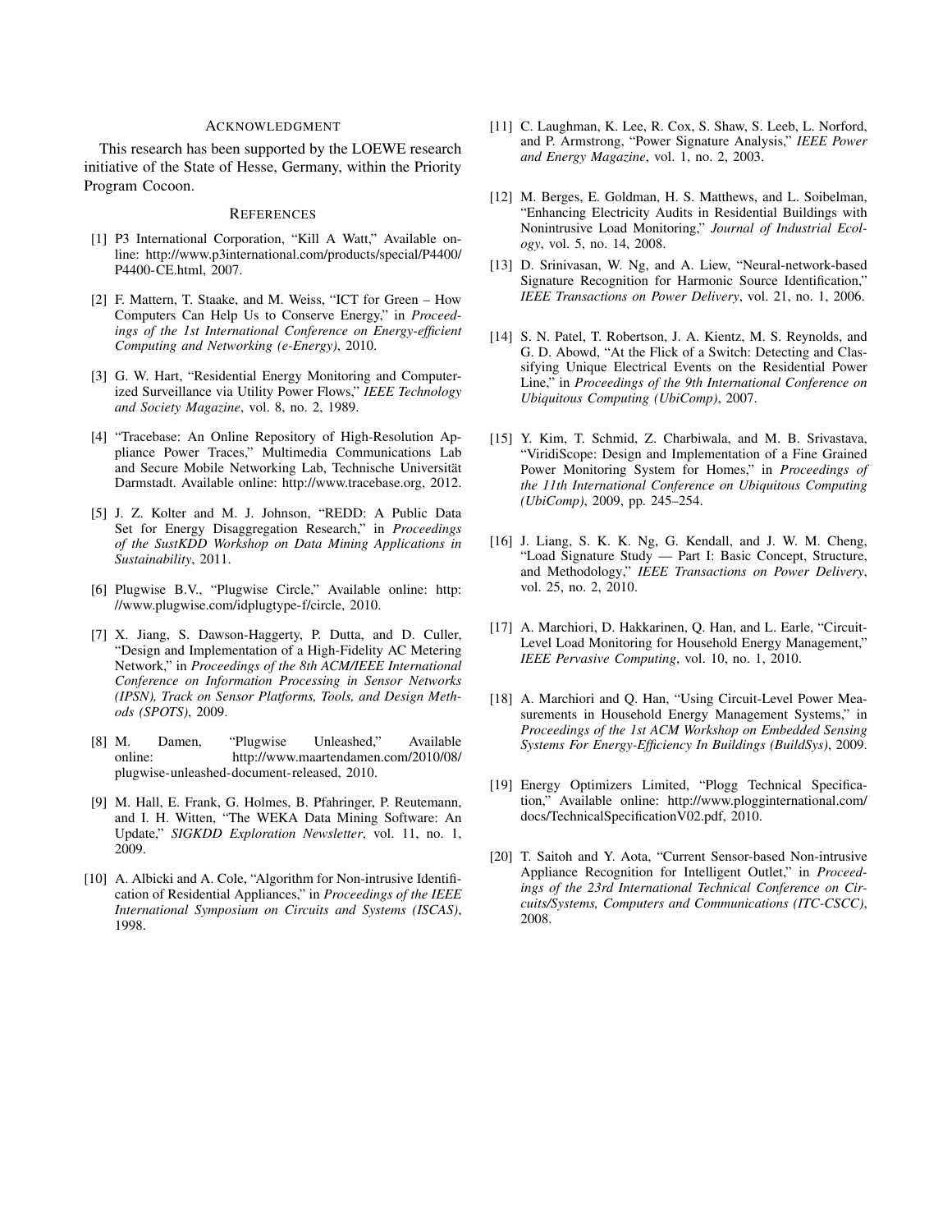## Acknowledgment

This research has been supported by the LOEWE research initiative of the State of Hesse, Germany, within the Priority Program Cocoon.

## References

[1] P3 International Corporation, "Kill A Watt," Available online: http://www.p3international.com/products/special/P4400/P4400-CE.html, 2007.

[2] F. Mattern, T. Staake, and M. Weiss, "ICT for Green – How Computers Can Help Us to Conserve Energy," in *Proceedings of the 1st International Conference on Energy-efficient Computing and Networking (e-Energy)*, 2010.

[3] G. W. Hart, "Residential Energy Monitoring and Computerized Surveillance via Utility Power Flows," *IEEE Technology and Society Magazine*, vol. 8, no. 2, 1989.

[4] "Tracebase: An Online Repository of High-Resolution Appliance Power Traces," Multimedia Communications Lab and Secure Mobile Networking Lab, Technische Universität Darmstadt. Available online: http://www.tracebase.org, 2012.

[5] J. Z. Kolter and M. J. Johnson, "REDD: A Public Data Set for Energy Disaggregation Research," in *Proceedings of the SustKDD Workshop on Data Mining Applications in Sustainability*, 2011.

[6] Plugwise B.V., "Plugwise Circle," Available online: http://www.plugwise.com/idplugtype-f/circle, 2010.

[7] X. Jiang, S. Dawson-Haggerty, P. Dutta, and D. Culler, "Design and Implementation of a High-Fidelity AC Metering Network," in *Proceedings of the 8th ACM/IEEE International Conference on Information Processing in Sensor Networks (IPSN), Track on Sensor Platforms, Tools, and Design Methods (SPOTS)*, 2009.

[8] M. Damen, "Plugwise Unleashed," Available online: http://www.maartendamen.com/2010/08/plugwise-unleashed-document-released, 2010.

[9] M. Hall, E. Frank, G. Holmes, B. Pfahringer, P. Reutemann, and I. H. Witten, "The WEKA Data Mining Software: An Update," *SIGKDD Exploration Newsletter*, vol. 11, no. 1, 2009.

[10] A. Albicki and A. Cole, "Algorithm for Non-intrusive Identification of Residential Appliances," in *Proceedings of the IEEE International Symposium on Circuits and Systems (ISCAS)*, 1998.

[11] C. Laughman, K. Lee, R. Cox, S. Shaw, S. Leeb, L. Norford, and P. Armstrong, "Power Signature Analysis," *IEEE Power and Energy Magazine*, vol. 1, no. 2, 2003.

[12] M. Berges, E. Goldman, H. S. Matthews, and L. Soibelman, "Enhancing Electricity Audits in Residential Buildings with Nonintrusive Load Monitoring," *Journal of Industrial Ecology*, vol. 5, no. 14, 2008.

[13] D. Srinivasan, W. Ng, and A. Liew, "Neural-network-based Signature Recognition for Harmonic Source Identification," *IEEE Transactions on Power Delivery*, vol. 21, no. 1, 2006.

[14] S. N. Patel, T. Robertson, J. A. Kientz, M. S. Reynolds, and G. D. Abowd, "At the Flick of a Switch: Detecting and Classifying Unique Electrical Events on the Residential Power Line," in *Proceedings of the 9th International Conference on Ubiquitous Computing (UbiComp)*, 2007.

[15] Y. Kim, T. Schmid, Z. Charbiwala, and M. B. Srivastava, "ViridiScope: Design and Implementation of a Fine Grained Power Monitoring System for Homes," in *Proceedings of the 11th International Conference on Ubiquitous Computing (UbiComp)*, 2009, pp. 245–254.

[16] J. Liang, S. K. K. Ng, G. Kendall, and J. W. M. Cheng, "Load Signature Study — Part I: Basic Concept, Structure, and Methodology," *IEEE Transactions on Power Delivery*, vol. 25, no. 2, 2010.

[17] A. Marchiori, D. Hakkarinen, Q. Han, and L. Earle, "Circuit-Level Load Monitoring for Household Energy Management," *IEEE Pervasive Computing*, vol. 10, no. 1, 2010.

[18] A. Marchiori and Q. Han, "Using Circuit-Level Power Measurements in Household Energy Management Systems," in *Proceedings of the 1st ACM Workshop on Embedded Sensing Systems For Energy-Efficiency In Buildings (BuildSys)*, 2009.

[19] Energy Optimizers Limited, "Plogg Technical Specification," Available online: http://www.plogginternational.com/docs/TechnicalSpecificationV02.pdf, 2010.

[20] T. Saitoh and Y. Aota, "Current Sensor-based Non-intrusive Appliance Recognition for Intelligent Outlet," in *Proceedings of the 23rd International Technical Conference on Circuits/Systems, Computers and Communications (ITC-CSCC)*, 2008.